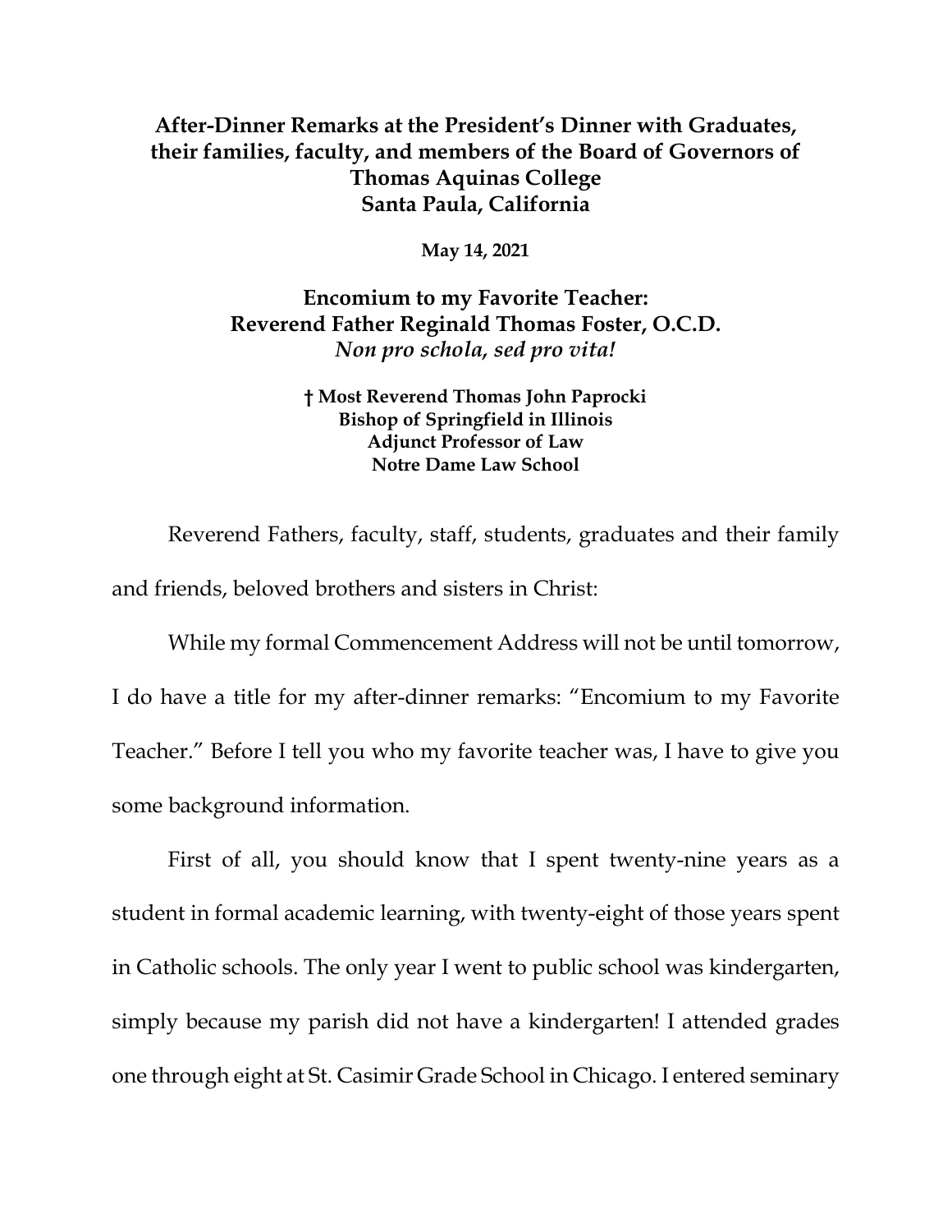**After-Dinner Remarks at the President's Dinner with Graduates, their families, faculty, and members of the Board of Governors of Thomas Aquinas College**
**Santa Paula, California**

**May 14, 2021**

## Encomium to my Favorite Teacher: Reverend Father Reginald Thomas Foster, O.C.D.
### *Non pro schola, sed pro vita!*

**† Most Reverend Thomas John Paprocki**
**Bishop of Springfield in Illinois**
**Adjunct Professor of Law**
**Notre Dame Law School**

Reverend Fathers, faculty, staff, students, graduates and their family and friends, beloved brothers and sisters in Christ:

While my formal Commencement Address will not be until tomorrow, I do have a title for my after-dinner remarks: "Encomium to my Favorite Teacher." Before I tell you who my favorite teacher was, I have to give you some background information.

First of all, you should know that I spent twenty-nine years as a student in formal academic learning, with twenty-eight of those years spent in Catholic schools. The only year I went to public school was kindergarten, simply because my parish did not have a kindergarten! I attended grades one through eight at St. Casimir Grade School in Chicago. I entered seminary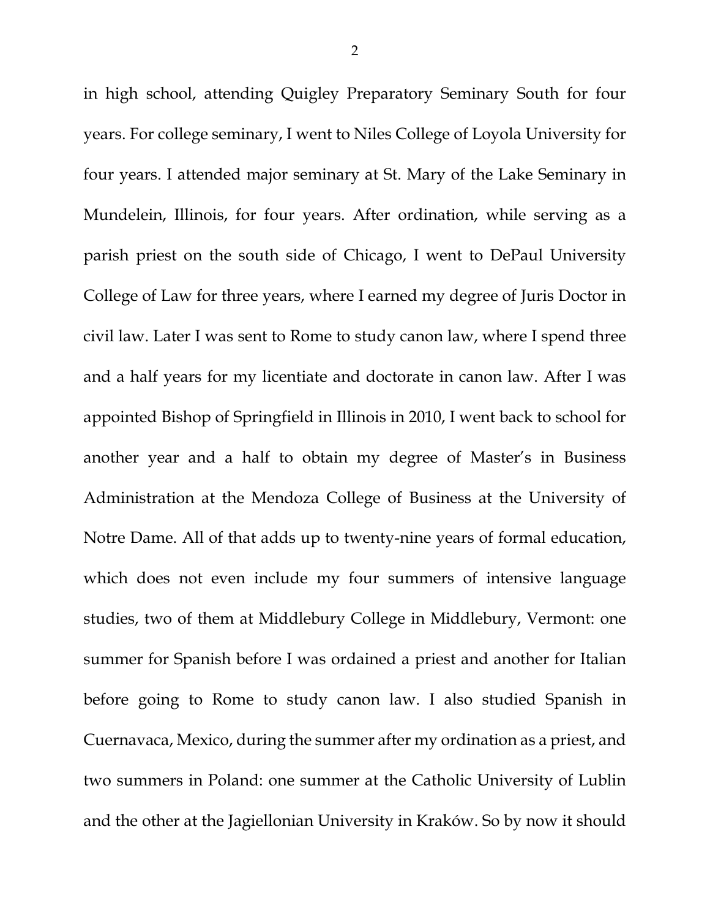in high school, attending Quigley Preparatory Seminary South for four years. For college seminary, I went to Niles College of Loyola University for four years. I attended major seminary at St. Mary of the Lake Seminary in Mundelein, Illinois, for four years. After ordination, while serving as a parish priest on the south side of Chicago, I went to DePaul University College of Law for three years, where I earned my degree of Juris Doctor in civil law. Later I was sent to Rome to study canon law, where I spend three and a half years for my licentiate and doctorate in canon law. After I was appointed Bishop of Springfield in Illinois in 2010, I went back to school for another year and a half to obtain my degree of Master's in Business Administration at the Mendoza College of Business at the University of Notre Dame. All of that adds up to twenty-nine years of formal education, which does not even include my four summers of intensive language studies, two of them at Middlebury College in Middlebury, Vermont: one summer for Spanish before I was ordained a priest and another for Italian before going to Rome to study canon law. I also studied Spanish in Cuernavaca, Mexico, during the summer after my ordination as a priest, and two summers in Poland: one summer at the Catholic University of Lublin and the other at the Jagiellonian University in Kraków. So by now it should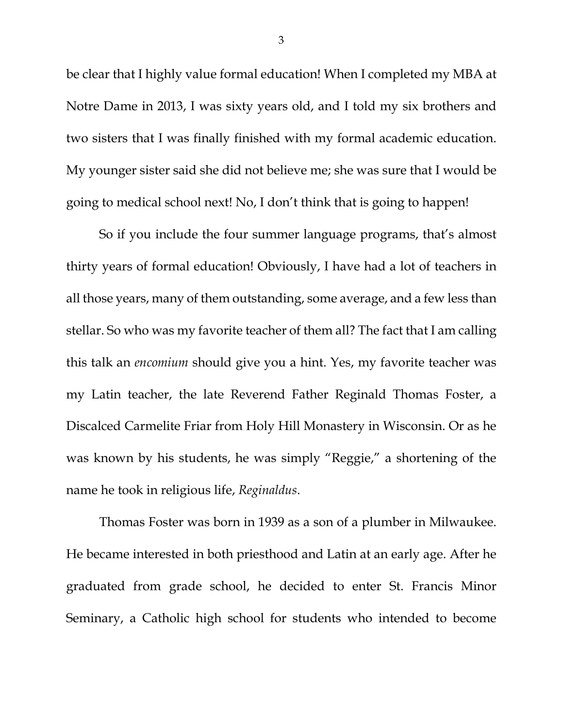be clear that I highly value formal education! When I completed my MBA at Notre Dame in 2013, I was sixty years old, and I told my six brothers and two sisters that I was finally finished with my formal academic education. My younger sister said she did not believe me; she was sure that I would be going to medical school next! No, I don't think that is going to happen!

So if you include the four summer language programs, that's almost thirty years of formal education! Obviously, I have had a lot of teachers in all those years, many of them outstanding, some average, and a few less than stellar. So who was my favorite teacher of them all? The fact that I am calling this talk an *encomium* should give you a hint. Yes, my favorite teacher was my Latin teacher, the late Reverend Father Reginald Thomas Foster, a Discalced Carmelite Friar from Holy Hill Monastery in Wisconsin. Or as he was known by his students, he was simply "Reggie," a shortening of the name he took in religious life, *Reginaldus*.

Thomas Foster was born in 1939 as a son of a plumber in Milwaukee. He became interested in both priesthood and Latin at an early age. After he graduated from grade school, he decided to enter St. Francis Minor Seminary, a Catholic high school for students who intended to become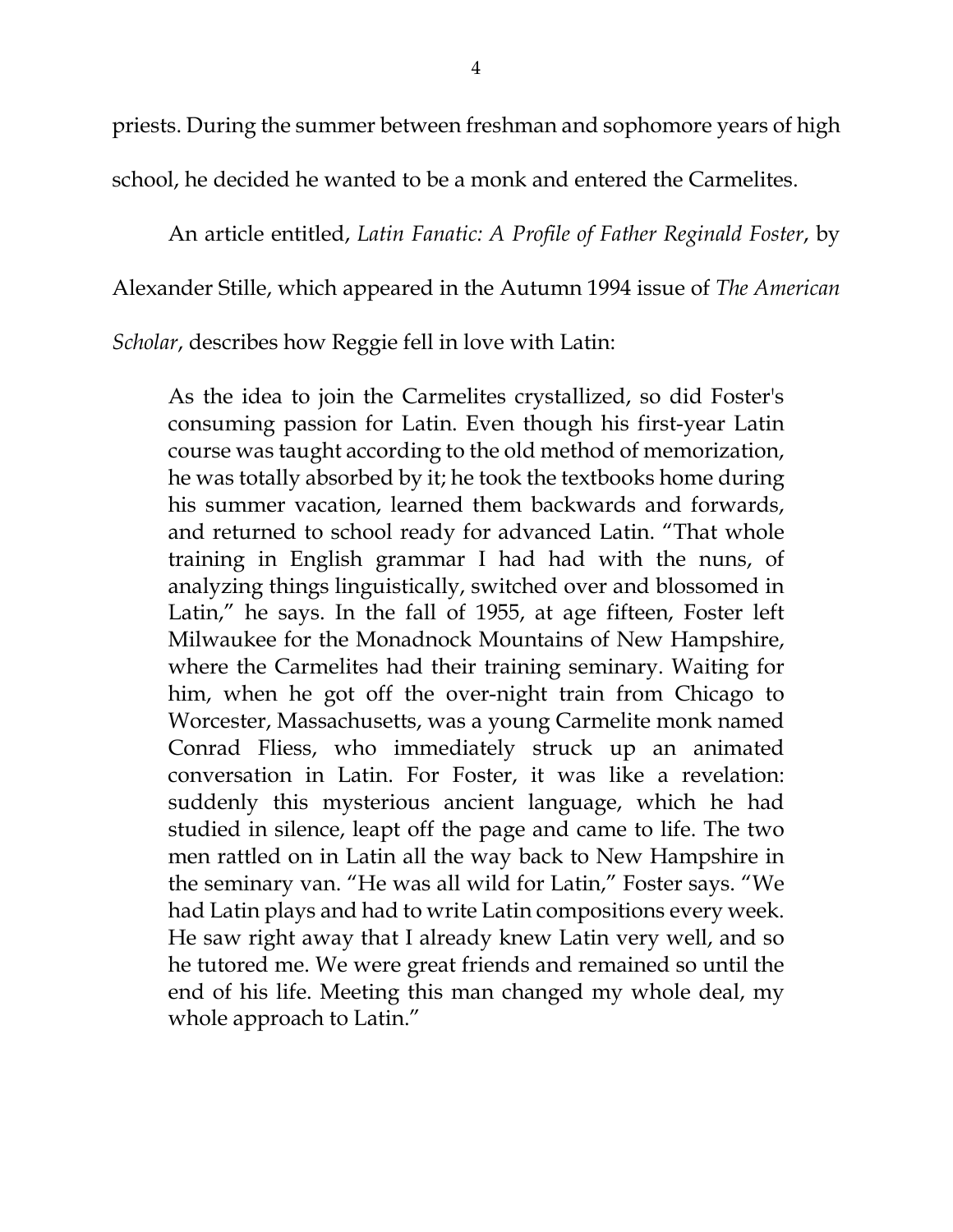priests. During the summer between freshman and sophomore years of high school, he decided he wanted to be a monk and entered the Carmelites.

An article entitled, *Latin Fanatic: A Profile of Father Reginald Foster*, by Alexander Stille, which appeared in the Autumn 1994 issue of *The American Scholar*, describes how Reggie fell in love with Latin:

> As the idea to join the Carmelites crystallized, so did Foster's consuming passion for Latin. Even though his first-year Latin course was taught according to the old method of memorization, he was totally absorbed by it; he took the textbooks home during his summer vacation, learned them backwards and forwards, and returned to school ready for advanced Latin. "That whole training in English grammar I had had with the nuns, of analyzing things linguistically, switched over and blossomed in Latin," he says. In the fall of 1955, at age fifteen, Foster left Milwaukee for the Monadnock Mountains of New Hampshire, where the Carmelites had their training seminary. Waiting for him, when he got off the over-night train from Chicago to Worcester, Massachusetts, was a young Carmelite monk named Conrad Fliess, who immediately struck up an animated conversation in Latin. For Foster, it was like a revelation: suddenly this mysterious ancient language, which he had studied in silence, leapt off the page and came to life. The two men rattled on in Latin all the way back to New Hampshire in the seminary van. "He was all wild for Latin," Foster says. "We had Latin plays and had to write Latin compositions every week. He saw right away that I already knew Latin very well, and so he tutored me. We were great friends and remained so until the end of his life. Meeting this man changed my whole deal, my whole approach to Latin."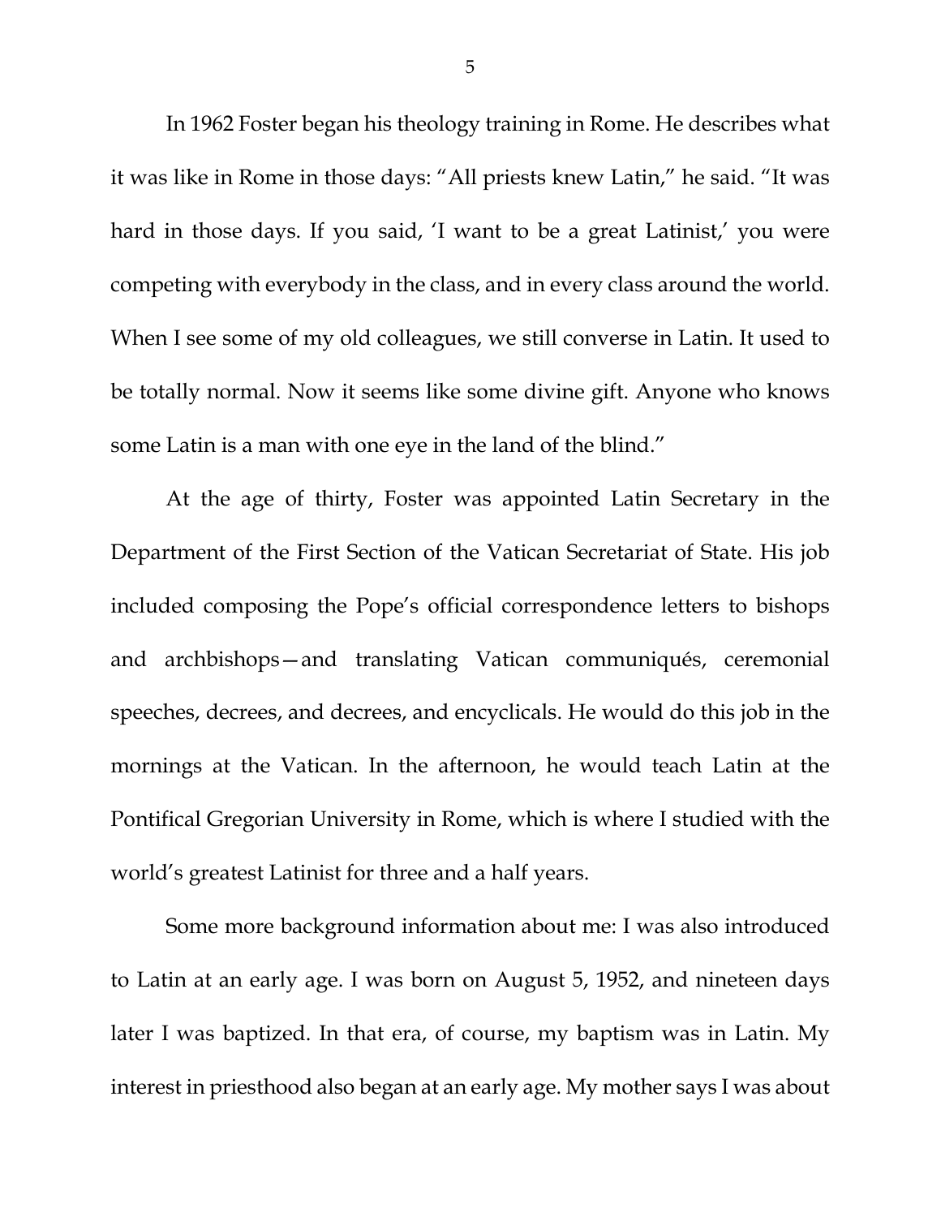In 1962 Foster began his theology training in Rome. He describes what it was like in Rome in those days: "All priests knew Latin," he said. "It was hard in those days. If you said, 'I want to be a great Latinist,' you were competing with everybody in the class, and in every class around the world. When I see some of my old colleagues, we still converse in Latin. It used to be totally normal. Now it seems like some divine gift. Anyone who knows some Latin is a man with one eye in the land of the blind."

At the age of thirty, Foster was appointed Latin Secretary in the Department of the First Section of the Vatican Secretariat of State. His job included composing the Pope's official correspondence letters to bishops and archbishops—and translating Vatican communiqués, ceremonial speeches, decrees, and decrees, and encyclicals. He would do this job in the mornings at the Vatican. In the afternoon, he would teach Latin at the Pontifical Gregorian University in Rome, which is where I studied with the world's greatest Latinist for three and a half years.

Some more background information about me: I was also introduced to Latin at an early age. I was born on August 5, 1952, and nineteen days later I was baptized. In that era, of course, my baptism was in Latin. My interest in priesthood also began at an early age. My mother says I was about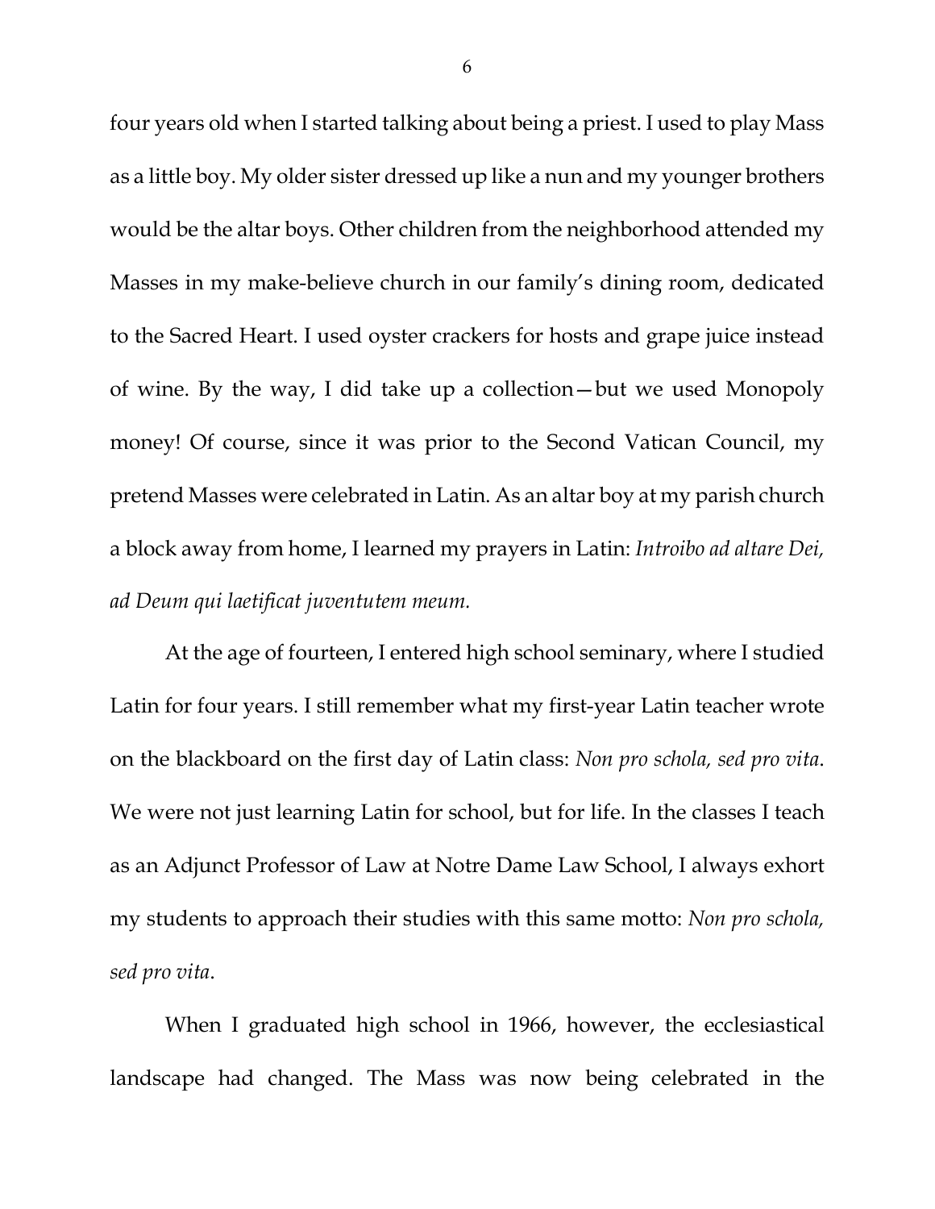four years old when I started talking about being a priest. I used to play Mass as a little boy. My older sister dressed up like a nun and my younger brothers would be the altar boys. Other children from the neighborhood attended my Masses in my make-believe church in our family's dining room, dedicated to the Sacred Heart. I used oyster crackers for hosts and grape juice instead of wine. By the way, I did take up a collection—but we used Monopoly money! Of course, since it was prior to the Second Vatican Council, my pretend Masses were celebrated in Latin. As an altar boy at my parish church a block away from home, I learned my prayers in Latin: *Introibo ad altare Dei, ad Deum qui laetificat juventutem meum.*

At the age of fourteen, I entered high school seminary, where I studied Latin for four years. I still remember what my first-year Latin teacher wrote on the blackboard on the first day of Latin class: *Non pro schola, sed pro vita*. We were not just learning Latin for school, but for life. In the classes I teach as an Adjunct Professor of Law at Notre Dame Law School, I always exhort my students to approach their studies with this same motto: *Non pro schola, sed pro vita*.

When I graduated high school in 1966, however, the ecclesiastical landscape had changed. The Mass was now being celebrated in the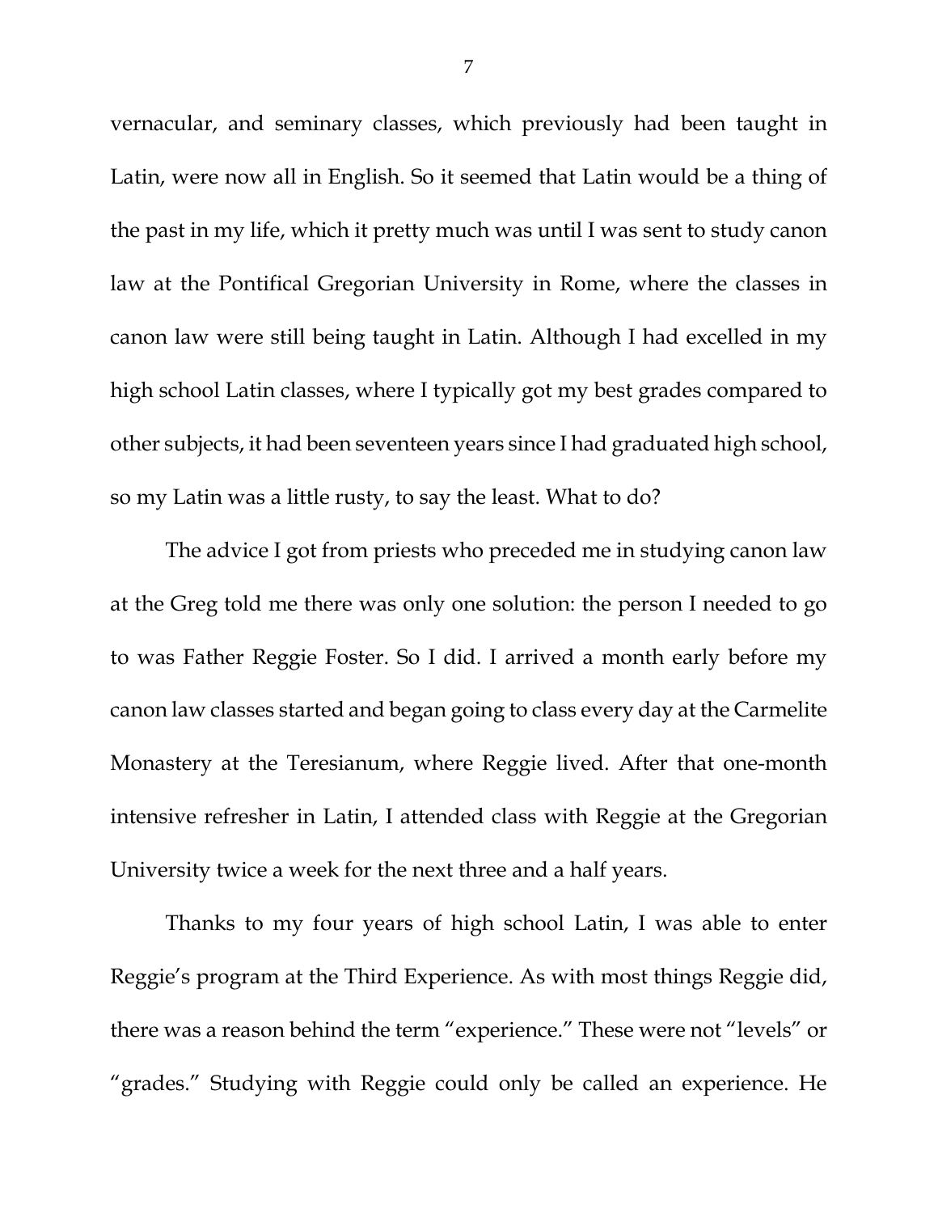vernacular, and seminary classes, which previously had been taught in Latin, were now all in English. So it seemed that Latin would be a thing of the past in my life, which it pretty much was until I was sent to study canon law at the Pontifical Gregorian University in Rome, where the classes in canon law were still being taught in Latin. Although I had excelled in my high school Latin classes, where I typically got my best grades compared to other subjects, it had been seventeen years since I had graduated high school, so my Latin was a little rusty, to say the least. What to do?

The advice I got from priests who preceded me in studying canon law at the Greg told me there was only one solution: the person I needed to go to was Father Reggie Foster. So I did. I arrived a month early before my canon law classes started and began going to class every day at the Carmelite Monastery at the Teresianum, where Reggie lived. After that one-month intensive refresher in Latin, I attended class with Reggie at the Gregorian University twice a week for the next three and a half years.

Thanks to my four years of high school Latin, I was able to enter Reggie's program at the Third Experience. As with most things Reggie did, there was a reason behind the term "experience." These were not "levels" or "grades." Studying with Reggie could only be called an experience. He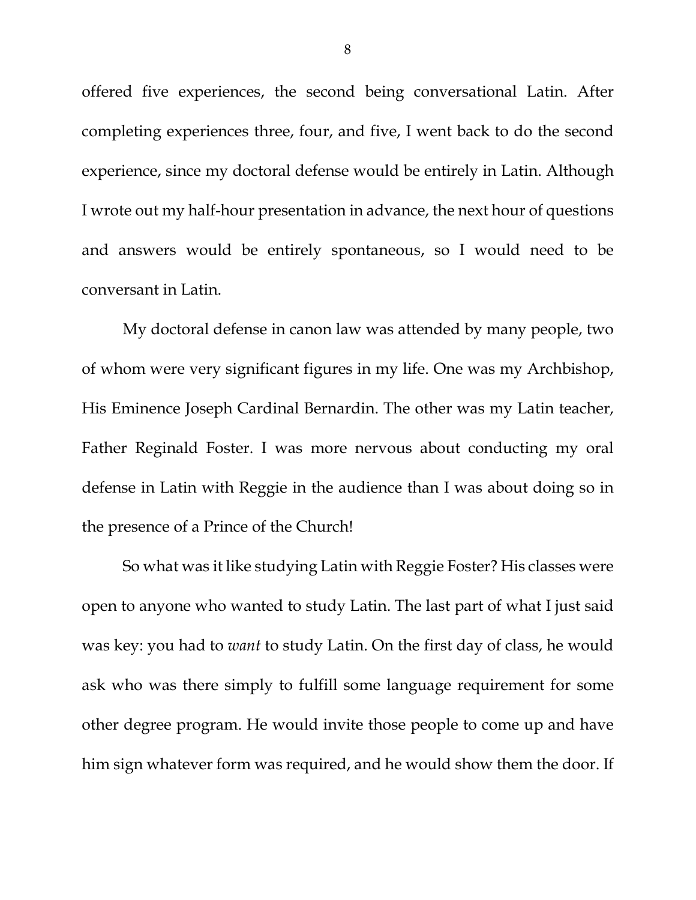offered five experiences, the second being conversational Latin. After completing experiences three, four, and five, I went back to do the second experience, since my doctoral defense would be entirely in Latin. Although I wrote out my half-hour presentation in advance, the next hour of questions and answers would be entirely spontaneous, so I would need to be conversant in Latin.

My doctoral defense in canon law was attended by many people, two of whom were very significant figures in my life. One was my Archbishop, His Eminence Joseph Cardinal Bernardin. The other was my Latin teacher, Father Reginald Foster. I was more nervous about conducting my oral defense in Latin with Reggie in the audience than I was about doing so in the presence of a Prince of the Church!

So what was it like studying Latin with Reggie Foster? His classes were open to anyone who wanted to study Latin. The last part of what I just said was key: you had to *want* to study Latin. On the first day of class, he would ask who was there simply to fulfill some language requirement for some other degree program. He would invite those people to come up and have him sign whatever form was required, and he would show them the door. If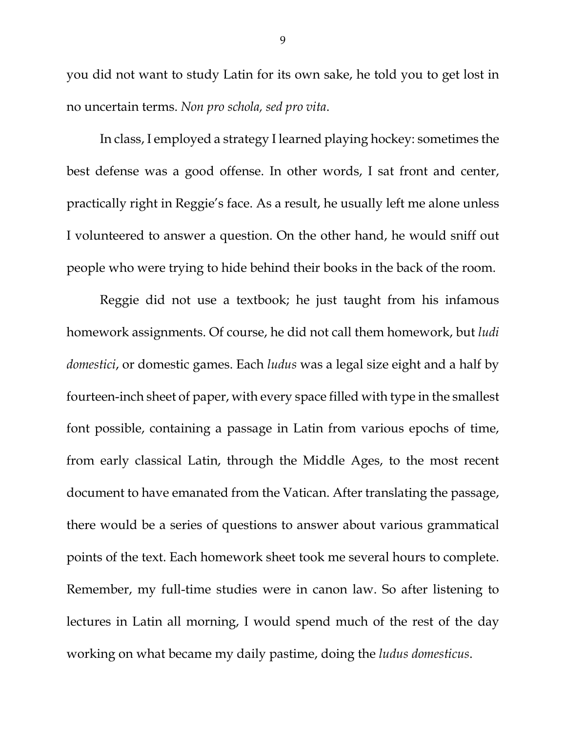you did not want to study Latin for its own sake, he told you to get lost in no uncertain terms. *Non pro schola, sed pro vita*.

In class, I employed a strategy I learned playing hockey: sometimes the best defense was a good offense. In other words, I sat front and center, practically right in Reggie's face. As a result, he usually left me alone unless I volunteered to answer a question. On the other hand, he would sniff out people who were trying to hide behind their books in the back of the room.

Reggie did not use a textbook; he just taught from his infamous homework assignments. Of course, he did not call them homework, but *ludi domestici*, or domestic games. Each *ludus* was a legal size eight and a half by fourteen-inch sheet of paper, with every space filled with type in the smallest font possible, containing a passage in Latin from various epochs of time, from early classical Latin, through the Middle Ages, to the most recent document to have emanated from the Vatican. After translating the passage, there would be a series of questions to answer about various grammatical points of the text. Each homework sheet took me several hours to complete. Remember, my full-time studies were in canon law. So after listening to lectures in Latin all morning, I would spend much of the rest of the day working on what became my daily pastime, doing the *ludus domesticus*.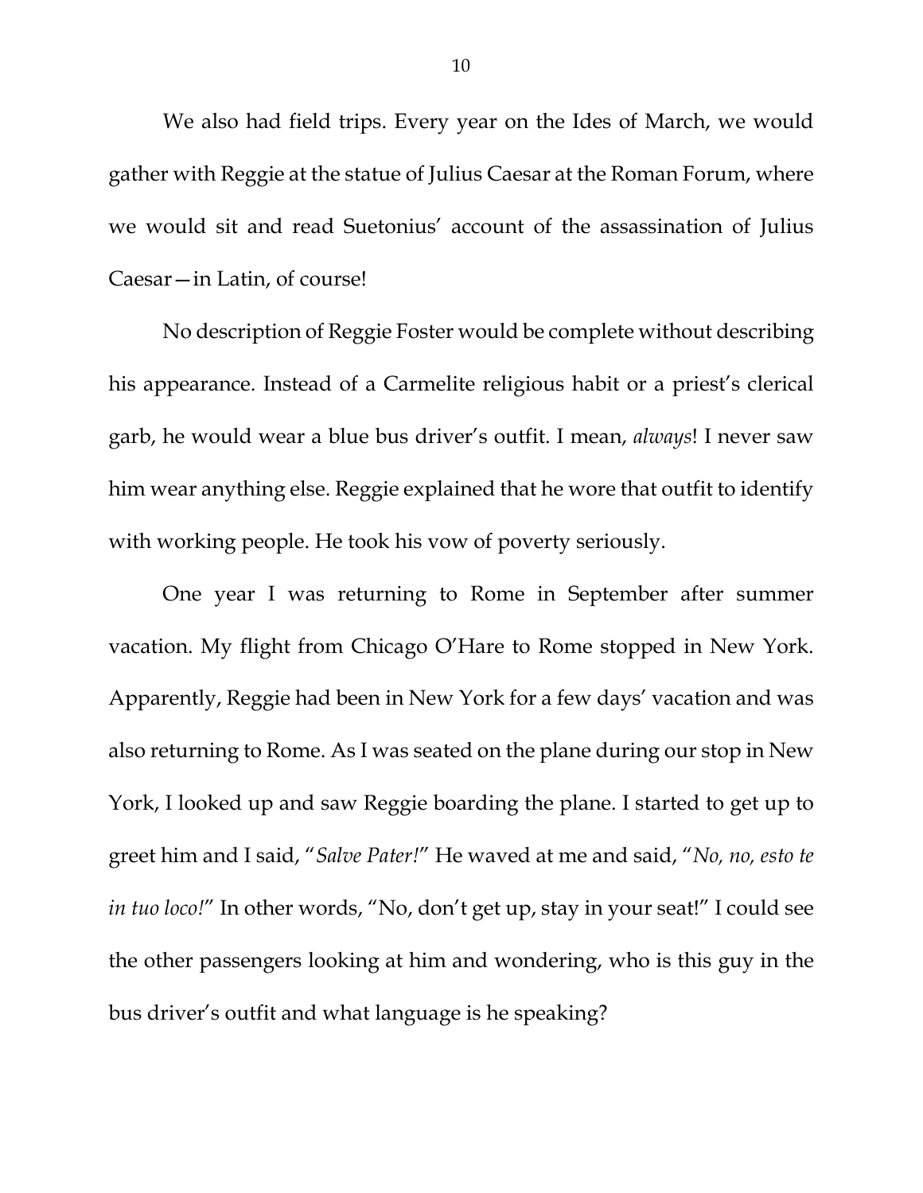We also had field trips. Every year on the Ides of March, we would gather with Reggie at the statue of Julius Caesar at the Roman Forum, where we would sit and read Suetonius' account of the assassination of Julius Caesar—in Latin, of course!

No description of Reggie Foster would be complete without describing his appearance. Instead of a Carmelite religious habit or a priest's clerical garb, he would wear a blue bus driver's outfit. I mean, *always*! I never saw him wear anything else. Reggie explained that he wore that outfit to identify with working people. He took his vow of poverty seriously.

One year I was returning to Rome in September after summer vacation. My flight from Chicago O'Hare to Rome stopped in New York. Apparently, Reggie had been in New York for a few days' vacation and was also returning to Rome. As I was seated on the plane during our stop in New York, I looked up and saw Reggie boarding the plane. I started to get up to greet him and I said, "*Salve Pater!*" He waved at me and said, "*No, no, esto te in tuo loco!*" In other words, "No, don't get up, stay in your seat!" I could see the other passengers looking at him and wondering, who is this guy in the bus driver's outfit and what language is he speaking?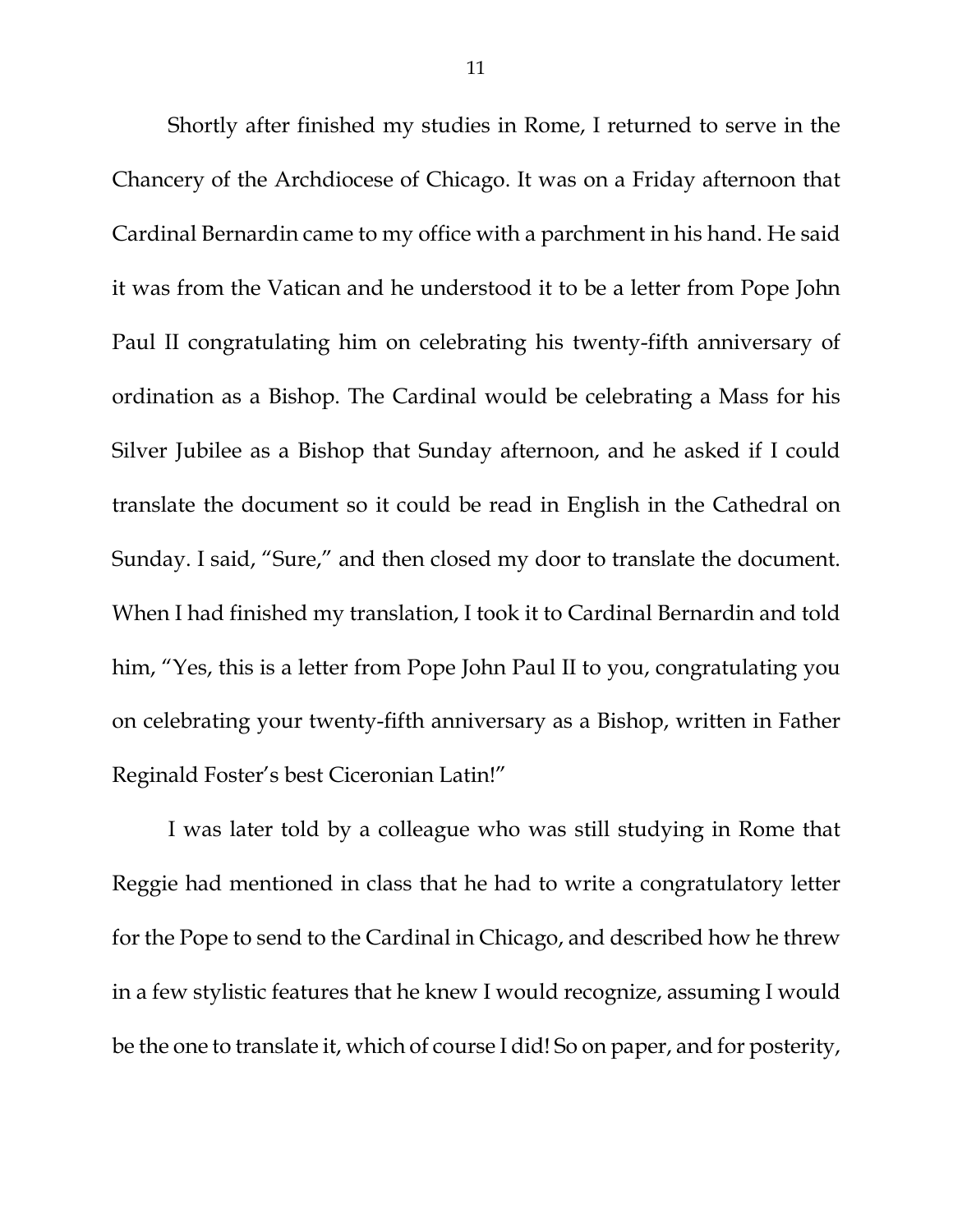Shortly after finished my studies in Rome, I returned to serve in the Chancery of the Archdiocese of Chicago. It was on a Friday afternoon that Cardinal Bernardin came to my office with a parchment in his hand. He said it was from the Vatican and he understood it to be a letter from Pope John Paul II congratulating him on celebrating his twenty-fifth anniversary of ordination as a Bishop. The Cardinal would be celebrating a Mass for his Silver Jubilee as a Bishop that Sunday afternoon, and he asked if I could translate the document so it could be read in English in the Cathedral on Sunday. I said, "Sure," and then closed my door to translate the document. When I had finished my translation, I took it to Cardinal Bernardin and told him, "Yes, this is a letter from Pope John Paul II to you, congratulating you on celebrating your twenty-fifth anniversary as a Bishop, written in Father Reginald Foster's best Ciceronian Latin!"

I was later told by a colleague who was still studying in Rome that Reggie had mentioned in class that he had to write a congratulatory letter for the Pope to send to the Cardinal in Chicago, and described how he threw in a few stylistic features that he knew I would recognize, assuming I would be the one to translate it, which of course I did! So on paper, and for posterity,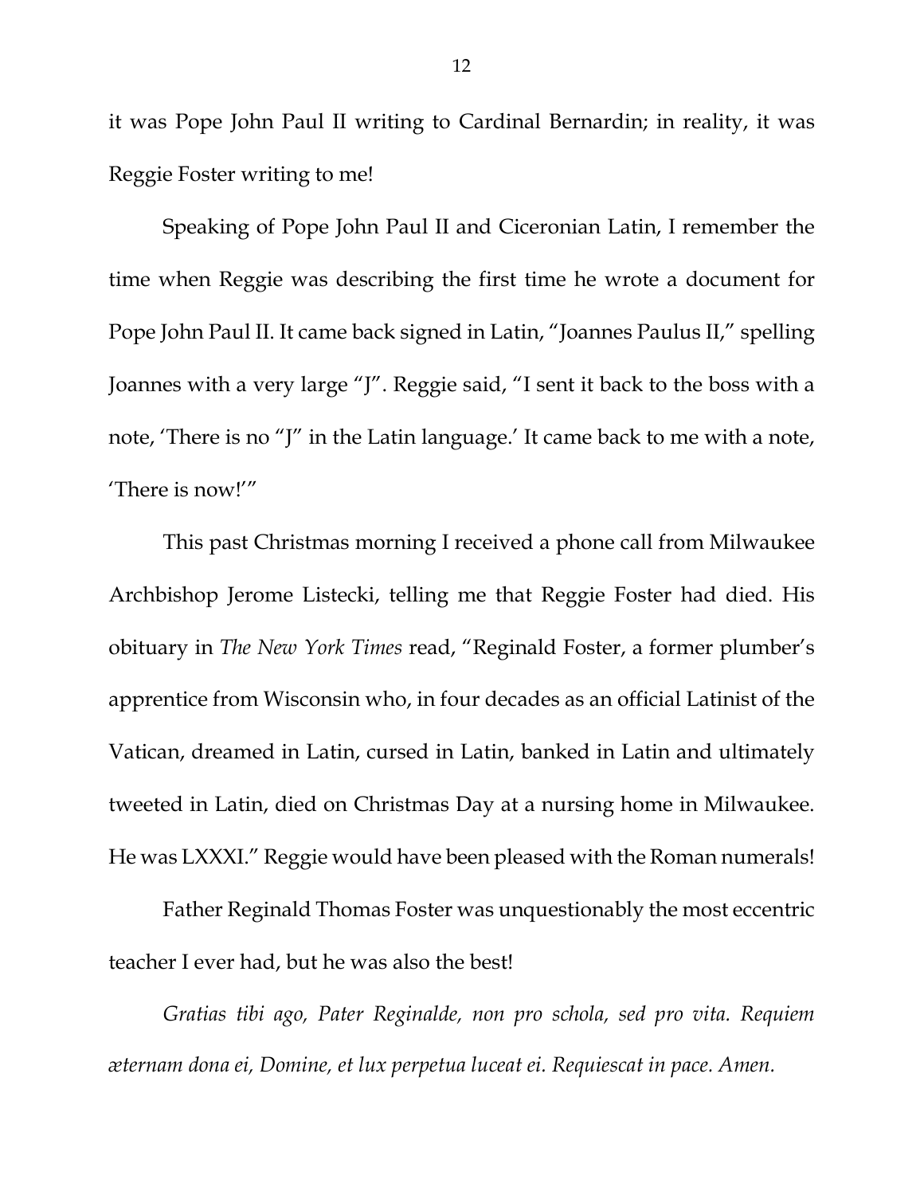it was Pope John Paul II writing to Cardinal Bernardin; in reality, it was Reggie Foster writing to me!

Speaking of Pope John Paul II and Ciceronian Latin, I remember the time when Reggie was describing the first time he wrote a document for Pope John Paul II. It came back signed in Latin, "Joannes Paulus II," spelling Joannes with a very large "J". Reggie said, "I sent it back to the boss with a note, 'There is no "J" in the Latin language.' It came back to me with a note, 'There is now!'"

This past Christmas morning I received a phone call from Milwaukee Archbishop Jerome Listecki, telling me that Reggie Foster had died. His obituary in *The New York Times* read, "Reginald Foster, a former plumber's apprentice from Wisconsin who, in four decades as an official Latinist of the Vatican, dreamed in Latin, cursed in Latin, banked in Latin and ultimately tweeted in Latin, died on Christmas Day at a nursing home in Milwaukee. He was LXXXI." Reggie would have been pleased with the Roman numerals!

Father Reginald Thomas Foster was unquestionably the most eccentric teacher I ever had, but he was also the best!

*Gratias tibi ago, Pater Reginalde, non pro schola, sed pro vita. Requiem æternam dona ei, Domine, et lux perpetua luceat ei. Requiescat in pace. Amen.*